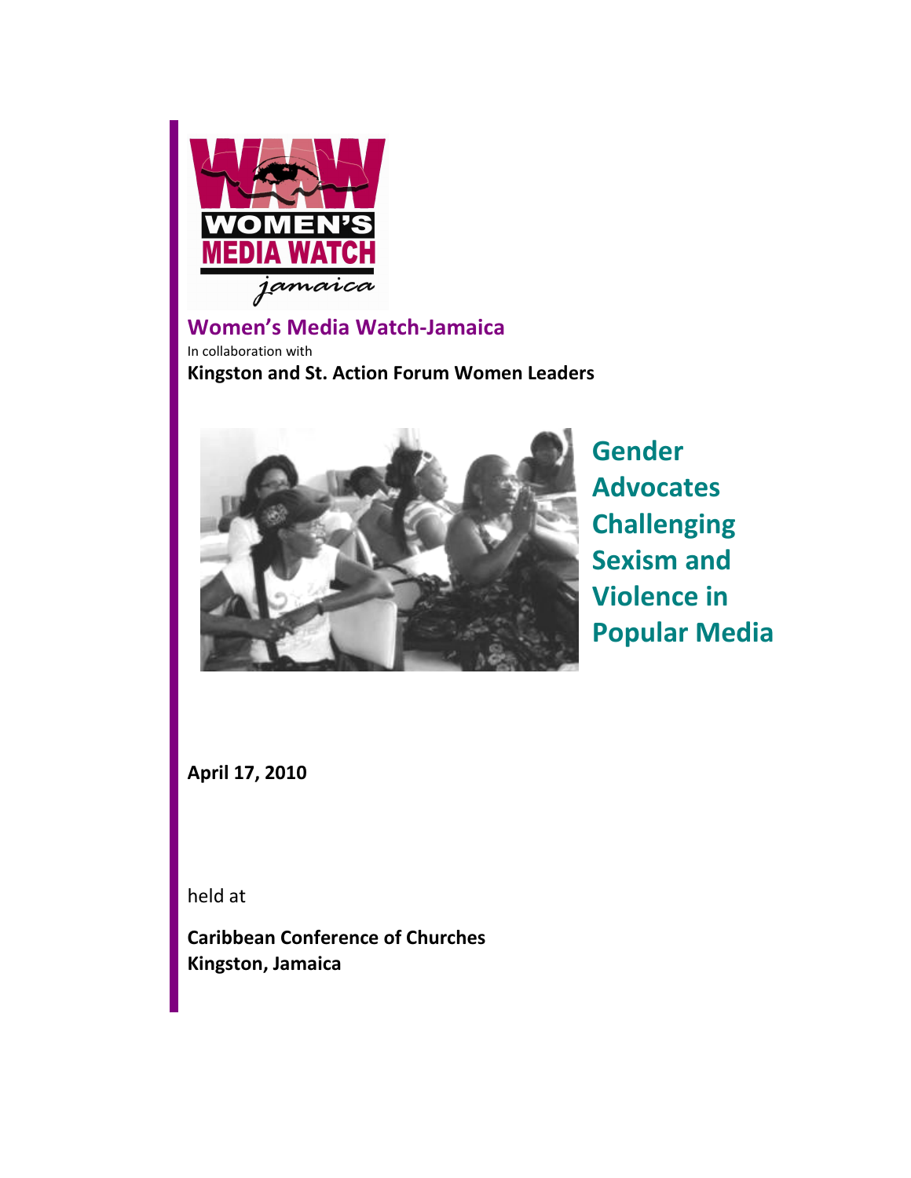**Women's Media Watch-Jamaica**

In collaboration with

**Kingston and St. Action Forum Women Leaders**

# Gender Advocates Challenging Sexism and Violence in Popular Media

**April 17, 2010**

held at

**Caribbean Conference of Churches**
**Kingston, Jamaica**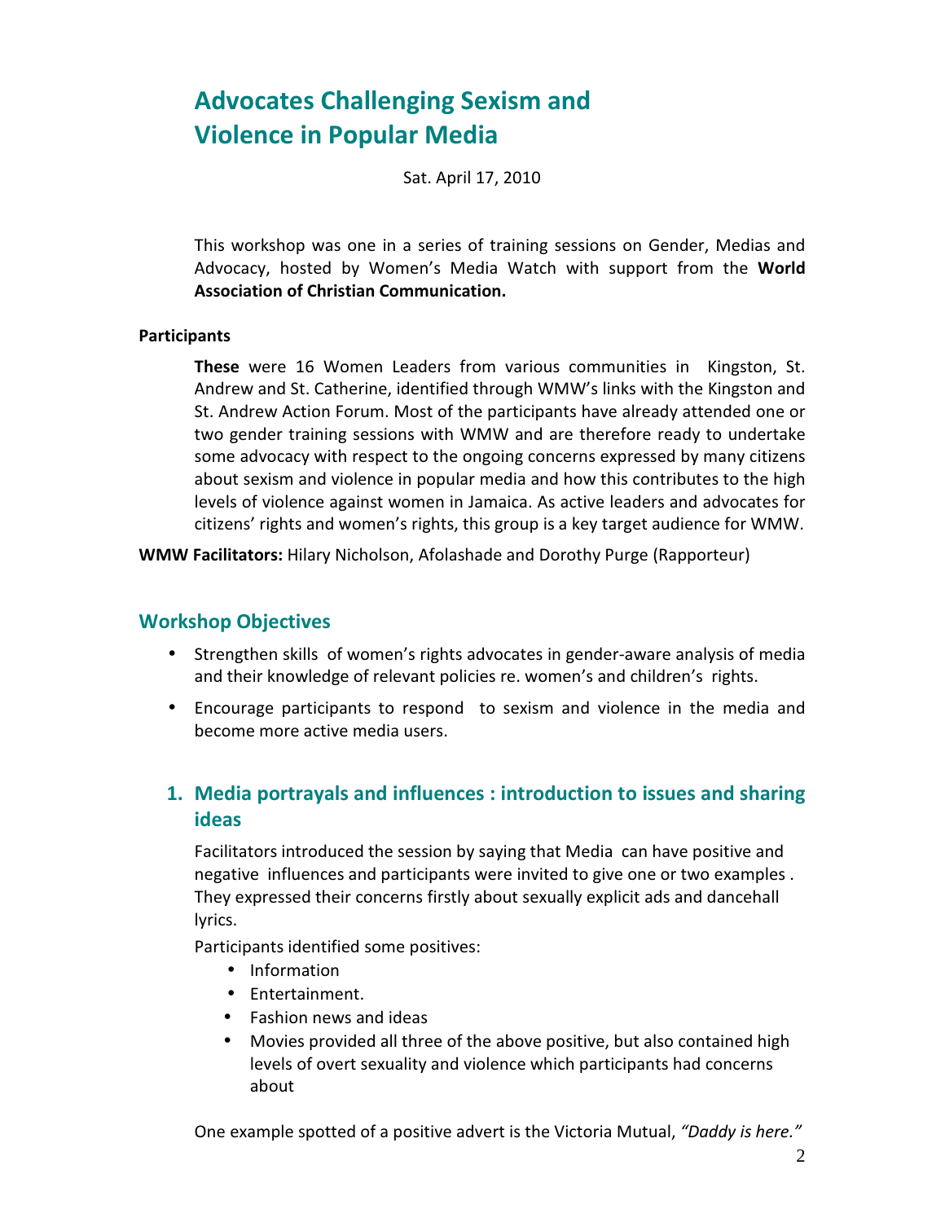# Advocates Challenging Sexism and Violence in Popular Media

Sat. April 17, 2010

This workshop was one in a series of training sessions on Gender, Medias and Advocacy, hosted by Women's Media Watch with support from the **World Association of Christian Communication.**

**Participants**

**These** were 16 Women Leaders from various communities in Kingston, St. Andrew and St. Catherine, identified through WMW's links with the Kingston and St. Andrew Action Forum. Most of the participants have already attended one or two gender training sessions with WMW and are therefore ready to undertake some advocacy with respect to the ongoing concerns expressed by many citizens about sexism and violence in popular media and how this contributes to the high levels of violence against women in Jamaica. As active leaders and advocates for citizens' rights and women's rights, this group is a key target audience for WMW.

**WMW Facilitators:** Hilary Nicholson, Afolashade and Dorothy Purge (Rapporteur)

## Workshop Objectives

- Strengthen skills of women's rights advocates in gender-aware analysis of media and their knowledge of relevant policies re. women's and children's rights.
- Encourage participants to respond to sexism and violence in the media and become more active media users.

## 1. Media portrayals and influences : introduction to issues and sharing ideas

Facilitators introduced the session by saying that Media can have positive and negative influences and participants were invited to give one or two examples . They expressed their concerns firstly about sexually explicit ads and dancehall lyrics.

Participants identified some positives:

- Information
- Entertainment.
- Fashion news and ideas
- Movies provided all three of the above positive, but also contained high levels of overt sexuality and violence which participants had concerns about

One example spotted of a positive advert is the Victoria Mutual, *"Daddy is here."*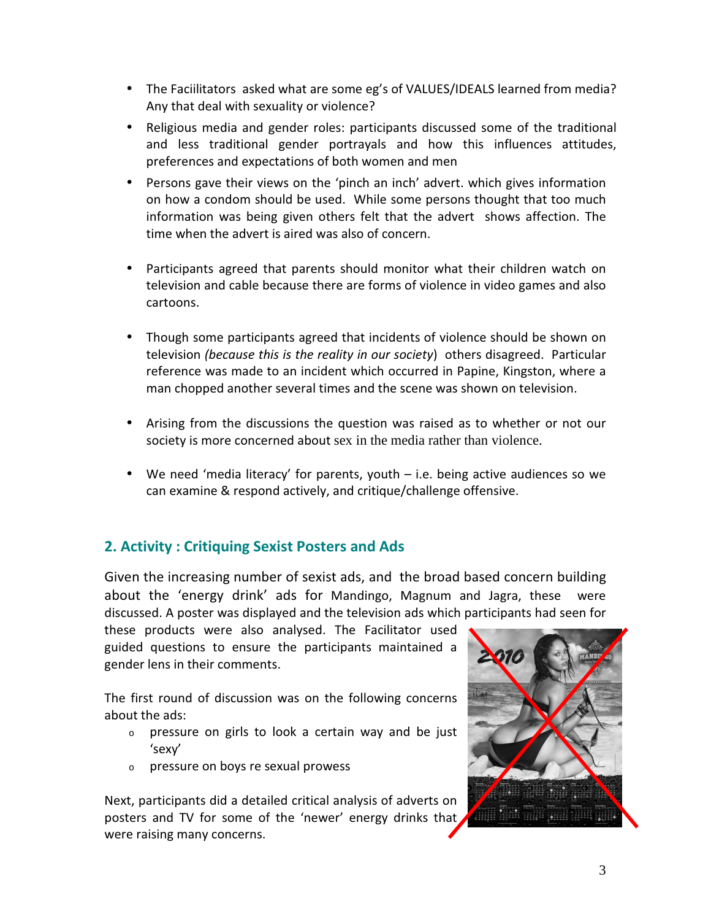- The Faciilitators asked what are some eg's of VALUES/IDEALS learned from media? Any that deal with sexuality or violence?
- Religious media and gender roles: participants discussed some of the traditional and less traditional gender portrayals and how this influences attitudes, preferences and expectations of both women and men
- Persons gave their views on the 'pinch an inch' advert. which gives information on how a condom should be used. While some persons thought that too much information was being given others felt that the advert shows affection. The time when the advert is aired was also of concern.
- Participants agreed that parents should monitor what their children watch on television and cable because there are forms of violence in video games and also cartoons.
- Though some participants agreed that incidents of violence should be shown on television *(because this is the reality in our society)* others disagreed. Particular reference was made to an incident which occurred in Papine, Kingston, where a man chopped another several times and the scene was shown on television.
- Arising from the discussions the question was raised as to whether or not our society is more concerned about sex in the media rather than violence.
- We need 'media literacy' for parents, youth – i.e. being active audiences so we can examine & respond actively, and critique/challenge offensive.

## 2. Activity : Critiquing Sexist Posters and Ads

Given the increasing number of sexist ads, and the broad based concern building about the 'energy drink' ads for Mandingo, Magnum and Jagra, these were discussed. A poster was displayed and the television ads which participants had seen for these products were also analysed. The Facilitator used guided questions to ensure the participants maintained a gender lens in their comments.

The first round of discussion was on the following concerns about the ads:

- pressure on girls to look a certain way and be just 'sexy'
- pressure on boys re sexual prowess

Next, participants did a detailed critical analysis of adverts on posters and TV for some of the 'newer' energy drinks that were raising many concerns.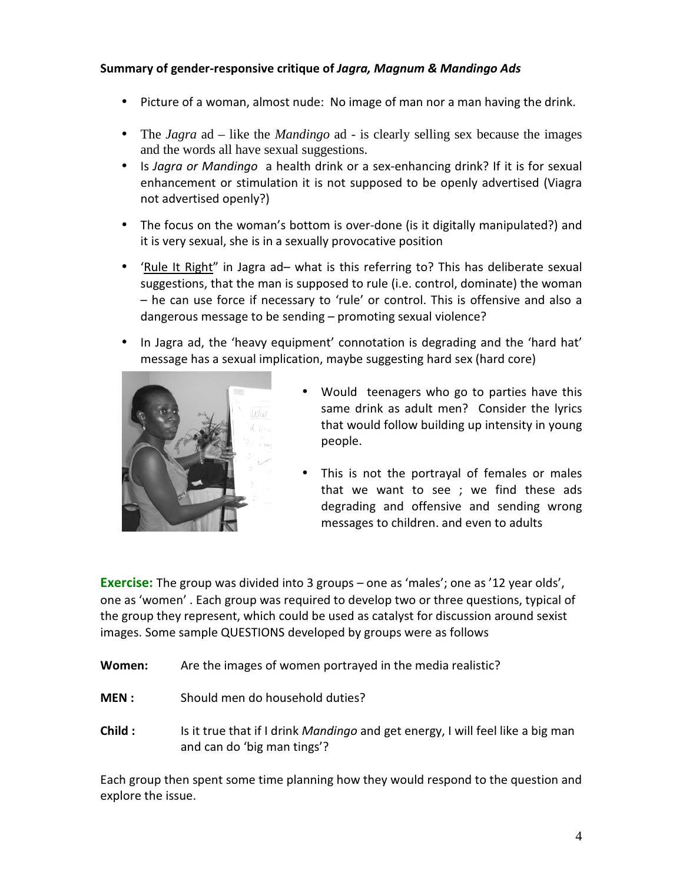**Summary of gender-responsive critique of *Jagra, Magnum & Mandingo Ads***

- Picture of a woman, almost nude: No image of man nor a man having the drink.
- The *Jagra* ad – like the *Mandingo* ad - is clearly selling sex because the images and the words all have sexual suggestions.
- Is *Jagra or Mandingo* a health drink or a sex-enhancing drink? If it is for sexual enhancement or stimulation it is not supposed to be openly advertised (Viagra not advertised openly?)
- The focus on the woman's bottom is over-done (is it digitally manipulated?) and it is very sexual, she is in a sexually provocative position
- 'Rule It Right" in Jagra ad– what is this referring to? This has deliberate sexual suggestions, that the man is supposed to rule (i.e. control, dominate) the woman – he can use force if necessary to 'rule' or control. This is offensive and also a dangerous message to be sending – promoting sexual violence?
- In Jagra ad, the 'heavy equipment' connotation is degrading and the 'hard hat' message has a sexual implication, maybe suggesting hard sex (hard core)
- Would teenagers who go to parties have this same drink as adult men? Consider the lyrics that would follow building up intensity in young people.
- This is not the portrayal of females or males that we want to see ; we find these ads degrading and offensive and sending wrong messages to children. and even to adults

**Exercise:** The group was divided into 3 groups – one as 'males'; one as '12 year olds', one as 'women' . Each group was required to develop two or three questions, typical of the group they represent, which could be used as catalyst for discussion around sexist images. Some sample QUESTIONS developed by groups were as follows

**Women:** Are the images of women portrayed in the media realistic?

**MEN :** Should men do household duties?

**Child :** Is it true that if I drink *Mandingo* and get energy, I will feel like a big man and can do 'big man tings'?

Each group then spent some time planning how they would respond to the question and explore the issue.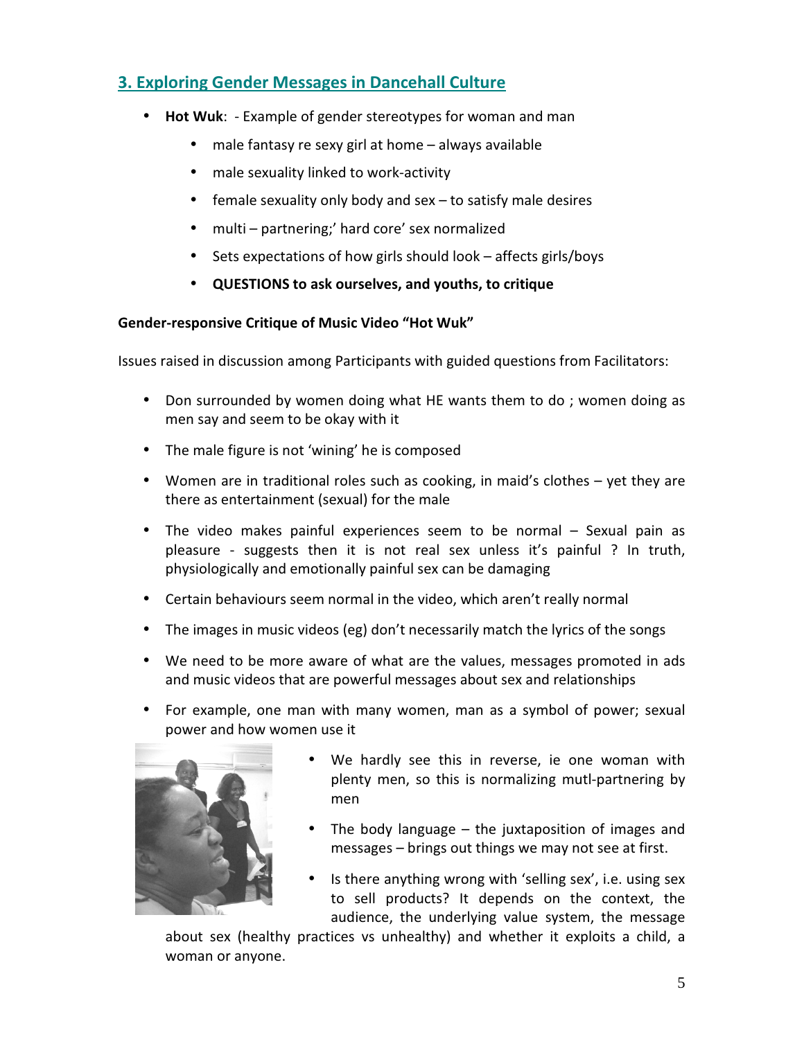## 3. Exploring Gender Messages in Dancehall Culture

- **Hot Wuk**: - Example of gender stereotypes for woman and man
    - male fantasy re sexy girl at home – always available
    - male sexuality linked to work-activity
    - female sexuality only body and sex – to satisfy male desires
    - multi – partnering;' hard core' sex normalized
    - Sets expectations of how girls should look – affects girls/boys
    - **QUESTIONS to ask ourselves, and youths, to critique**

**Gender-responsive Critique of Music Video "Hot Wuk"**

Issues raised in discussion among Participants with guided questions from Facilitators:

- Don surrounded by women doing what HE wants them to do ; women doing as men say and seem to be okay with it
- The male figure is not 'wining' he is composed
- Women are in traditional roles such as cooking, in maid's clothes – yet they are there as entertainment (sexual) for the male
- The video makes painful experiences seem to be normal – Sexual pain as pleasure - suggests then it is not real sex unless it's painful ? In truth, physiologically and emotionally painful sex can be damaging
- Certain behaviours seem normal in the video, which aren't really normal
- The images in music videos (eg) don't necessarily match the lyrics of the songs
- We need to be more aware of what are the values, messages promoted in ads and music videos that are powerful messages about sex and relationships
- For example, one man with many women, man as a symbol of power; sexual power and how women use it
- We hardly see this in reverse, ie one woman with plenty men, so this is normalizing mutl-partnering by men
- The body language – the juxtaposition of images and messages – brings out things we may not see at first.
- Is there anything wrong with 'selling sex', i.e. using sex to sell products? It depends on the context, the audience, the underlying value system, the message about sex (healthy practices vs unhealthy) and whether it exploits a child, a woman or anyone.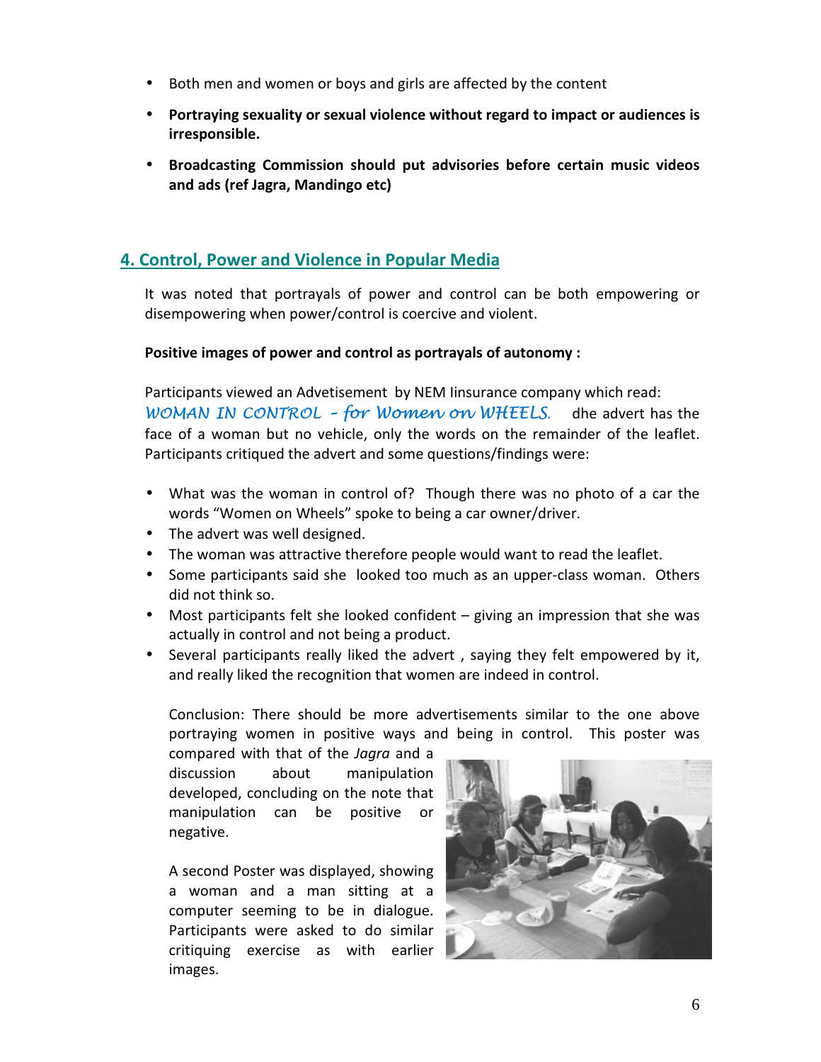- Both men and women or boys and girls are affected by the content
- **Portraying sexuality or sexual violence without regard to impact or audiences is irresponsible.**
- **Broadcasting Commission should put advisories before certain music videos and ads (ref Jagra, Mandingo etc)**

## 4. Control, Power and Violence in Popular Media

It was noted that portrayals of power and control can be both empowering or disempowering when power/control is coercive and violent.

**Positive images of power and control as portrayals of autonomy :**

Participants viewed an Advetisement by NEM Iinsurance company which read: *WOMAN IN CONTROL – for Women on WHEELS.* dhe advert has the face of a woman but no vehicle, only the words on the remainder of the leaflet. Participants critiqued the advert and some questions/findings were:

- What was the woman in control of? Though there was no photo of a car the words "Women on Wheels" spoke to being a car owner/driver.
- The advert was well designed.
- The woman was attractive therefore people would want to read the leaflet.
- Some participants said she looked too much as an upper-class woman. Others did not think so.
- Most participants felt she looked confident – giving an impression that she was actually in control and not being a product.
- Several participants really liked the advert , saying they felt empowered by it, and really liked the recognition that women are indeed in control.

Conclusion: There should be more advertisements similar to the one above portraying women in positive ways and being in control. This poster was compared with that of the *Jagra* and a discussion about manipulation developed, concluding on the note that manipulation can be positive or negative.

A second Poster was displayed, showing a woman and a man sitting at a computer seeming to be in dialogue. Participants were asked to do similar critiquing exercise as with earlier images.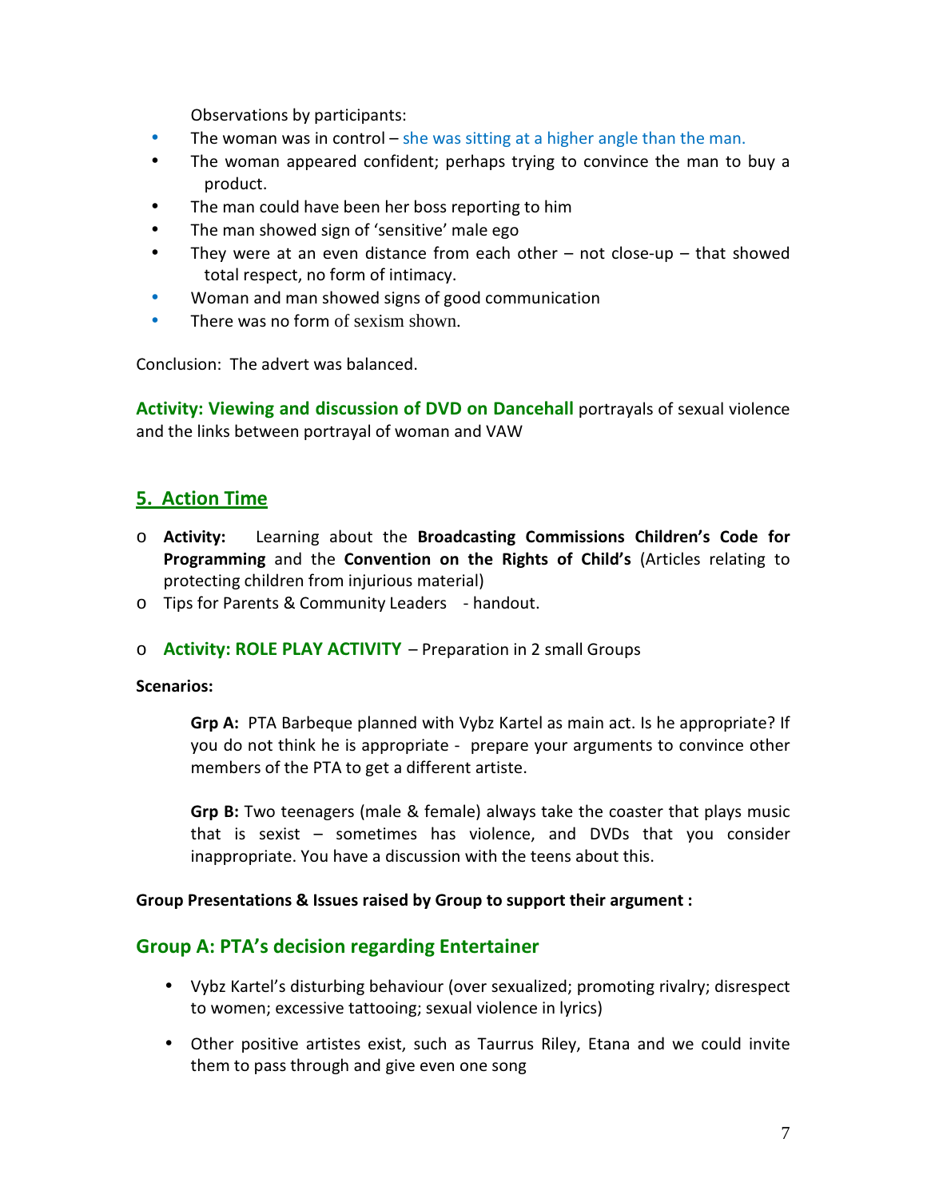Observations by participants:

- The woman was in control – she was sitting at a higher angle than the man.
- The woman appeared confident; perhaps trying to convince the man to buy a product.
- The man could have been her boss reporting to him
- The man showed sign of 'sensitive' male ego
- They were at an even distance from each other – not close-up – that showed total respect, no form of intimacy.
- Woman and man showed signs of good communication
- There was no form of sexism shown.

Conclusion: The advert was balanced.

**Activity: Viewing and discussion of DVD on Dancehall** portrayals of sexual violence and the links between portrayal of woman and VAW

## 5. Action Time

- **Activity:** Learning about the **Broadcasting Commissions Children's Code for Programming** and the **Convention on the Rights of Child's** (Articles relating to protecting children from injurious material)
- Tips for Parents & Community Leaders - handout.

- **Activity: ROLE PLAY ACTIVITY** – Preparation in 2 small Groups

**Scenarios:**

**Grp A:** PTA Barbeque planned with Vybz Kartel as main act. Is he appropriate? If you do not think he is appropriate - prepare your arguments to convince other members of the PTA to get a different artiste.

**Grp B:** Two teenagers (male & female) always take the coaster that plays music that is sexist – sometimes has violence, and DVDs that you consider inappropriate. You have a discussion with the teens about this.

**Group Presentations & Issues raised by Group to support their argument :**

### Group A: PTA's decision regarding Entertainer

- Vybz Kartel's disturbing behaviour (over sexualized; promoting rivalry; disrespect to women; excessive tattooing; sexual violence in lyrics)
- Other positive artistes exist, such as Taurrus Riley, Etana and we could invite them to pass through and give even one song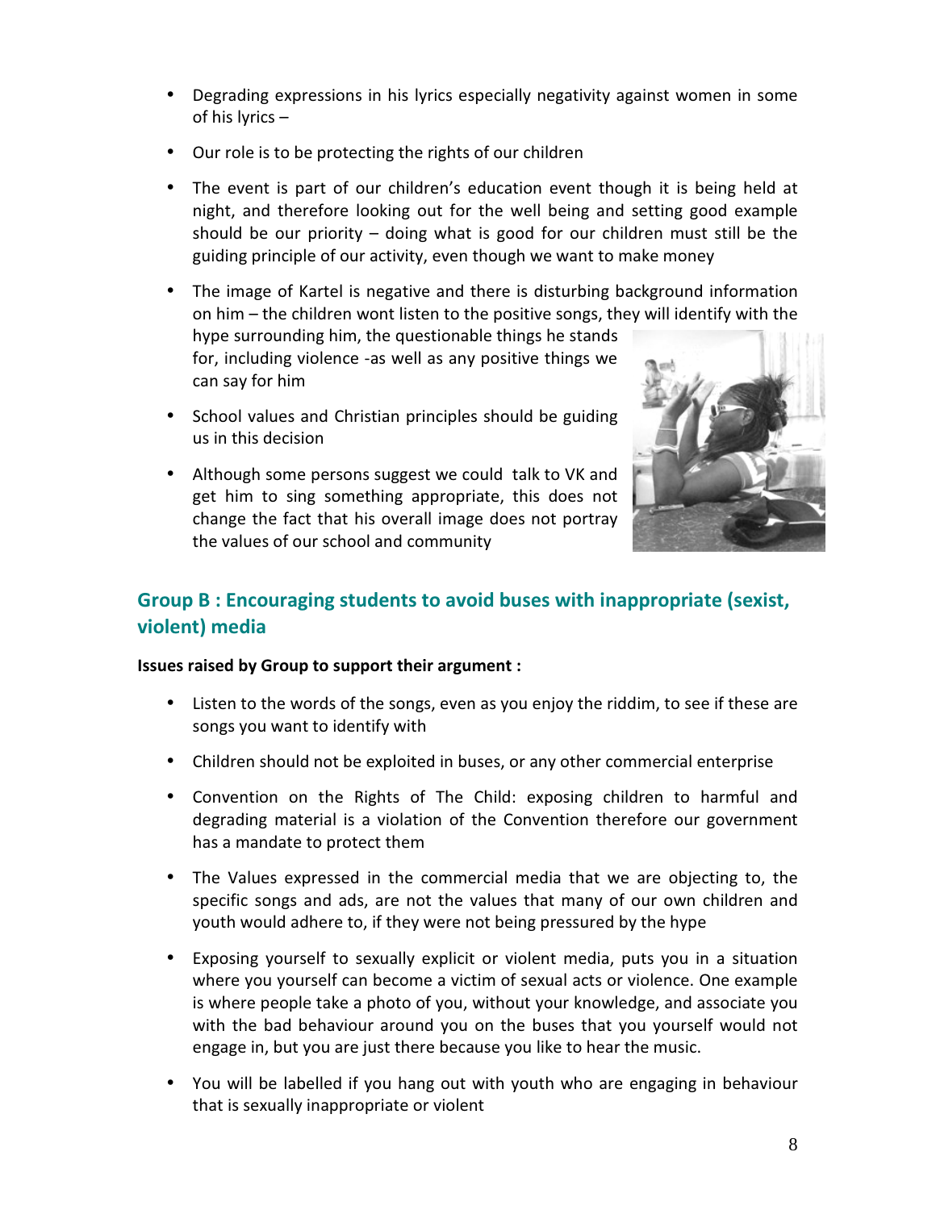- Degrading expressions in his lyrics especially negativity against women in some of his lyrics –
- Our role is to be protecting the rights of our children
- The event is part of our children's education event though it is being held at night, and therefore looking out for the well being and setting good example should be our priority – doing what is good for our children must still be the guiding principle of our activity, even though we want to make money
- The image of Kartel is negative and there is disturbing background information on him – the children wont listen to the positive songs, they will identify with the hype surrounding him, the questionable things he stands for, including violence -as well as any positive things we can say for him
- School values and Christian principles should be guiding us in this decision
- Although some persons suggest we could talk to VK and get him to sing something appropriate, this does not change the fact that his overall image does not portray the values of our school and community

## Group B : Encouraging students to avoid buses with inappropriate (sexist, violent) media

**Issues raised by Group to support their argument :**

- Listen to the words of the songs, even as you enjoy the riddim, to see if these are songs you want to identify with
- Children should not be exploited in buses, or any other commercial enterprise
- Convention on the Rights of The Child: exposing children to harmful and degrading material is a violation of the Convention therefore our government has a mandate to protect them
- The Values expressed in the commercial media that we are objecting to, the specific songs and ads, are not the values that many of our own children and youth would adhere to, if they were not being pressured by the hype
- Exposing yourself to sexually explicit or violent media, puts you in a situation where you yourself can become a victim of sexual acts or violence. One example is where people take a photo of you, without your knowledge, and associate you with the bad behaviour around you on the buses that you yourself would not engage in, but you are just there because you like to hear the music.
- You will be labelled if you hang out with youth who are engaging in behaviour that is sexually inappropriate or violent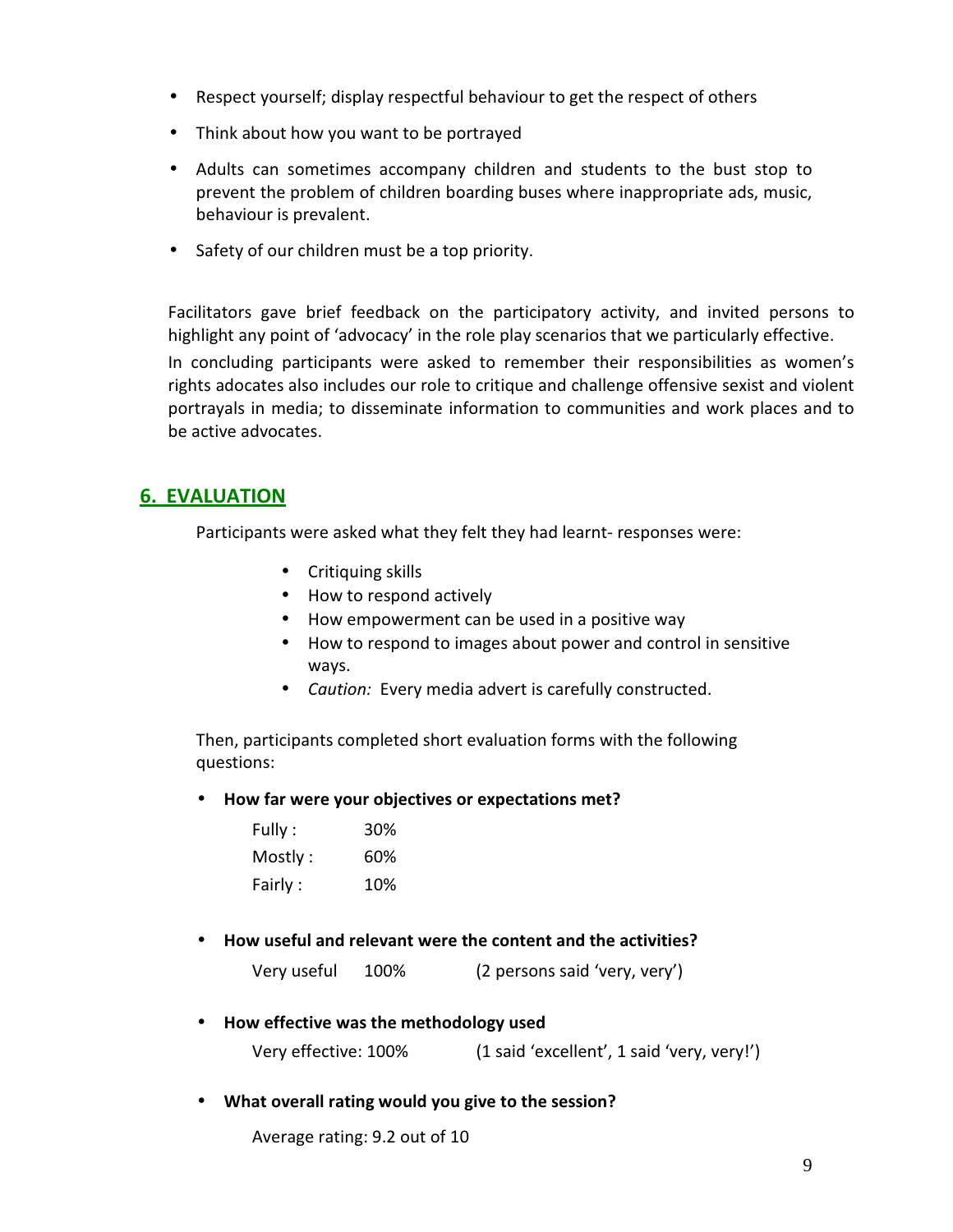- Respect yourself; display respectful behaviour to get the respect of others
- Think about how you want to be portrayed
- Adults can sometimes accompany children and students to the bust stop to prevent the problem of children boarding buses where inappropriate ads, music, behaviour is prevalent.
- Safety of our children must be a top priority.

Facilitators gave brief feedback on the participatory activity, and invited persons to highlight any point of 'advocacy' in the role play scenarios that we particularly effective.

In concluding participants were asked to remember their responsibilities as women's rights adocates also includes our role to critique and challenge offensive sexist and violent portrayals in media; to disseminate information to communities and work places and to be active advocates.

## 6. EVALUATION

Participants were asked what they felt they had learnt- responses were:

- Critiquing skills
- How to respond actively
- How empowerment can be used in a positive way
- How to respond to images about power and control in sensitive ways.
- *Caution:* Every media advert is carefully constructed.

Then, participants completed short evaluation forms with the following questions:

- **How far were your objectives or expectations met?**

  Fully : 30%
  Mostly : 60%
  Fairly : 10%

- **How useful and relevant were the content and the activities?**

  Very useful 100% (2 persons said 'very, very')

- **How effective was the methodology used**

  Very effective: 100% (1 said 'excellent', 1 said 'very, very!')

- **What overall rating would you give to the session?**

  Average rating: 9.2 out of 10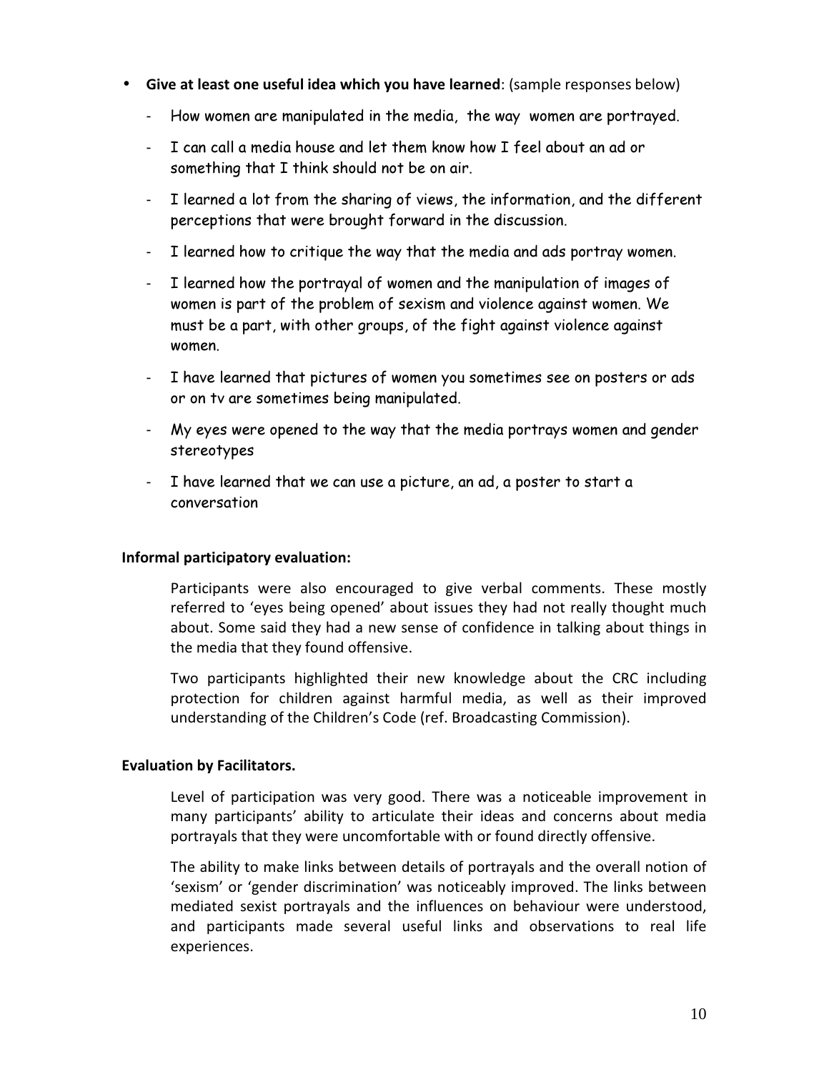- **Give at least one useful idea which you have learned**: (sample responses below)
  - How women are manipulated in the media, the way women are portrayed.
  - I can call a media house and let them know how I feel about an ad or something that I think should not be on air.
  - I learned a lot from the sharing of views, the information, and the different perceptions that were brought forward in the discussion.
  - I learned how to critique the way that the media and ads portray women.
  - I learned how the portrayal of women and the manipulation of images of women is part of the problem of sexism and violence against women. We must be a part, with other groups, of the fight against violence against women.
  - I have learned that pictures of women you sometimes see on posters or ads or on tv are sometimes being manipulated.
  - My eyes were opened to the way that the media portrays women and gender stereotypes
  - I have learned that we can use a picture, an ad, a poster to start a conversation

**Informal participatory evaluation:**

Participants were also encouraged to give verbal comments. These mostly referred to 'eyes being opened' about issues they had not really thought much about. Some said they had a new sense of confidence in talking about things in the media that they found offensive.

Two participants highlighted their new knowledge about the CRC including protection for children against harmful media, as well as their improved understanding of the Children's Code (ref. Broadcasting Commission).

**Evaluation by Facilitators.**

Level of participation was very good. There was a noticeable improvement in many participants' ability to articulate their ideas and concerns about media portrayals that they were uncomfortable with or found directly offensive.

The ability to make links between details of portrayals and the overall notion of 'sexism' or 'gender discrimination' was noticeably improved. The links between mediated sexist portrayals and the influences on behaviour were understood, and participants made several useful links and observations to real life experiences.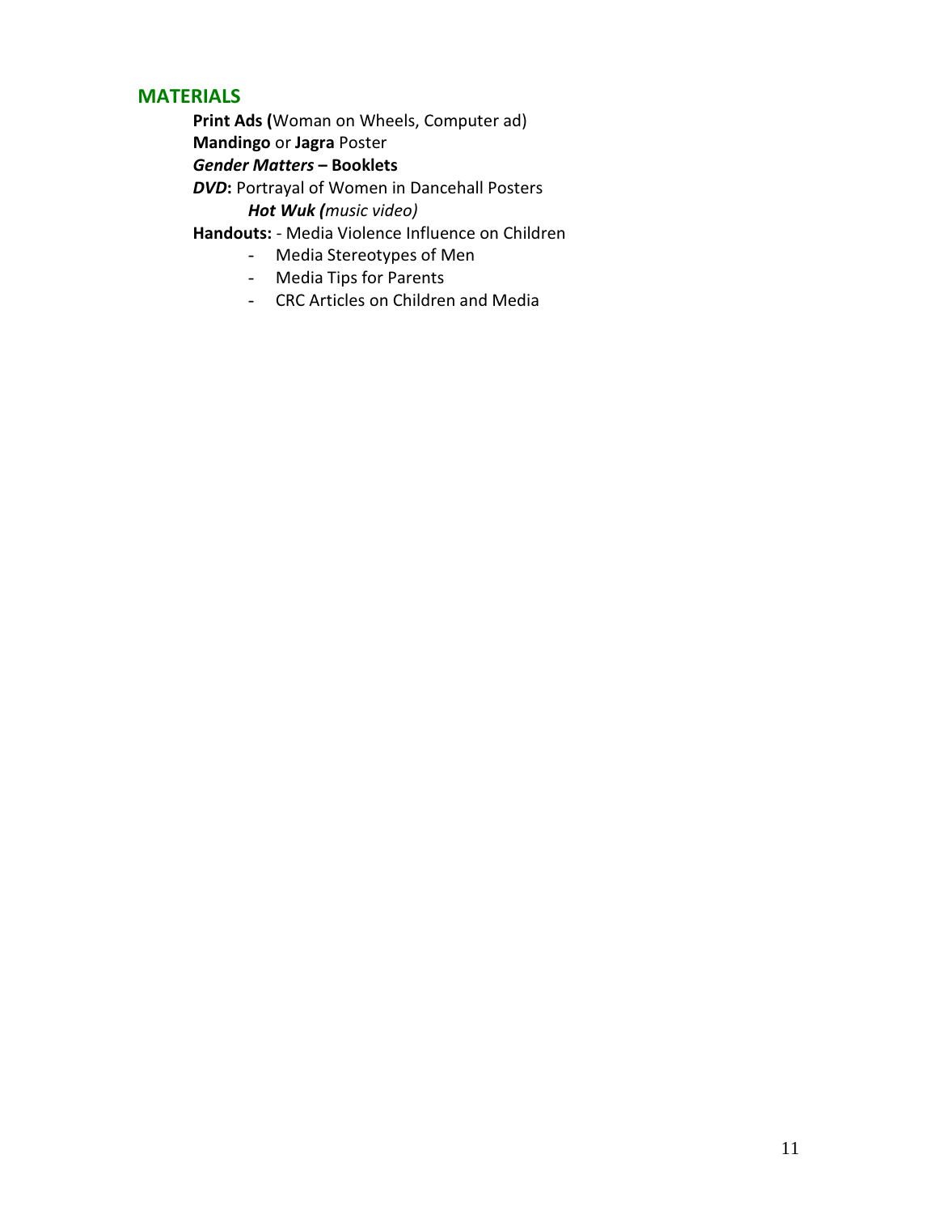## MATERIALS

**Print Ads (**Woman on Wheels, Computer ad)
**Mandingo** or **Jagra** Poster
***Gender Matters* – Booklets**
***DVD*:** Portrayal of Women in Dancehall Posters
***Hot Wuk (****music video)*
**Handouts:** - Media Violence Influence on Children
- Media Stereotypes of Men
- Media Tips for Parents
- CRC Articles on Children and Media